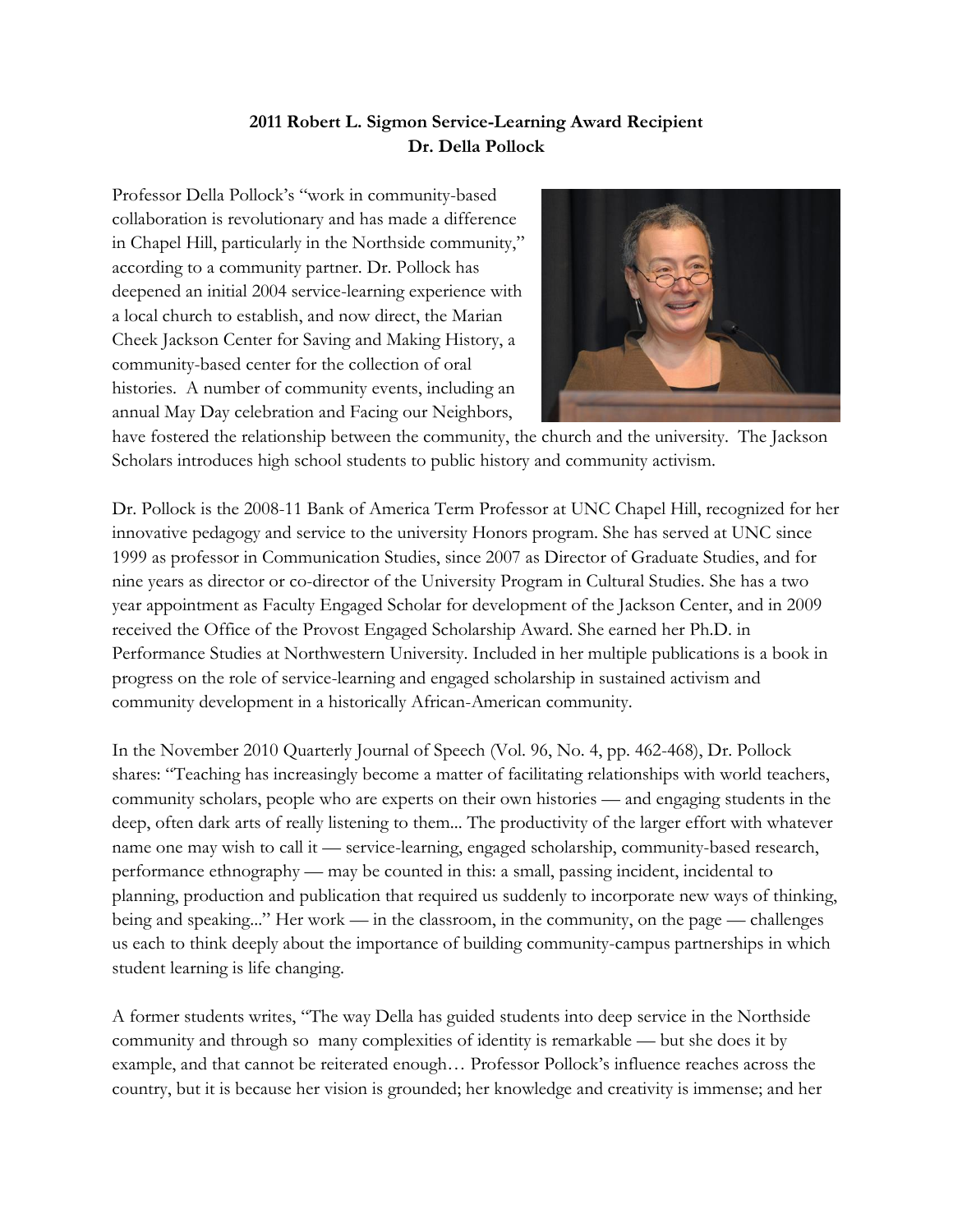**2011 Robert L. Sigmon Service-Learning Award Recipient**
**Dr. Della Pollock**

Professor Della Pollock's "work in community-based collaboration is revolutionary and has made a difference in Chapel Hill, particularly in the Northside community," according to a community partner. Dr. Pollock has deepened an initial 2004 service-learning experience with a local church to establish, and now direct, the Marian Cheek Jackson Center for Saving and Making History, a community-based center for the collection of oral histories. A number of community events, including an annual May Day celebration and Facing our Neighbors, have fostered the relationship between the community, the church and the university. The Jackson Scholars introduces high school students to public history and community activism.

Dr. Pollock is the 2008-11 Bank of America Term Professor at UNC Chapel Hill, recognized for her innovative pedagogy and service to the university Honors program. She has served at UNC since 1999 as professor in Communication Studies, since 2007 as Director of Graduate Studies, and for nine years as director or co-director of the University Program in Cultural Studies. She has a two year appointment as Faculty Engaged Scholar for development of the Jackson Center, and in 2009 received the Office of the Provost Engaged Scholarship Award. She earned her Ph.D. in Performance Studies at Northwestern University. Included in her multiple publications is a book in progress on the role of service-learning and engaged scholarship in sustained activism and community development in a historically African-American community.

In the November 2010 Quarterly Journal of Speech (Vol. 96, No. 4, pp. 462-468), Dr. Pollock shares: "Teaching has increasingly become a matter of facilitating relationships with world teachers, community scholars, people who are experts on their own histories — and engaging students in the deep, often dark arts of really listening to them... The productivity of the larger effort with whatever name one may wish to call it — service-learning, engaged scholarship, community-based research, performance ethnography — may be counted in this: a small, passing incident, incidental to planning, production and publication that required us suddenly to incorporate new ways of thinking, being and speaking..." Her work — in the classroom, in the community, on the page — challenges us each to think deeply about the importance of building community-campus partnerships in which student learning is life changing.

A former students writes, "The way Della has guided students into deep service in the Northside community and through so many complexities of identity is remarkable — but she does it by example, and that cannot be reiterated enough… Professor Pollock's influence reaches across the country, but it is because her vision is grounded; her knowledge and creativity is immense; and her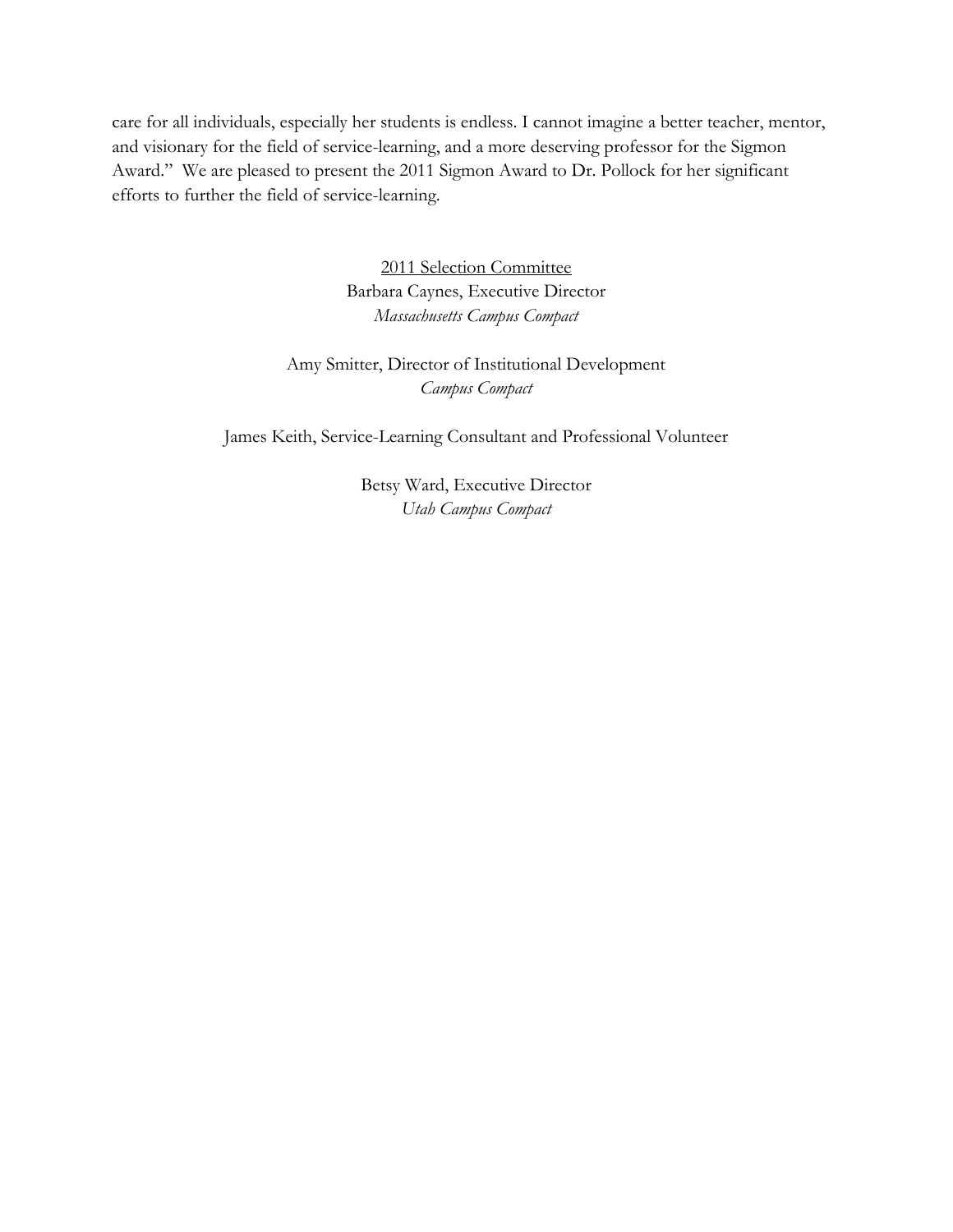care for all individuals, especially her students is endless. I cannot imagine a better teacher, mentor, and visionary for the field of service-learning, and a more deserving professor for the Sigmon Award." We are pleased to present the 2011 Sigmon Award to Dr. Pollock for her significant efforts to further the field of service-learning.

<u>2011 Selection Committee</u>
Barbara Caynes, Executive Director
*Massachusetts Campus Compact*

Amy Smitter, Director of Institutional Development
*Campus Compact*

James Keith, Service-Learning Consultant and Professional Volunteer

Betsy Ward, Executive Director
*Utah Campus Compact*